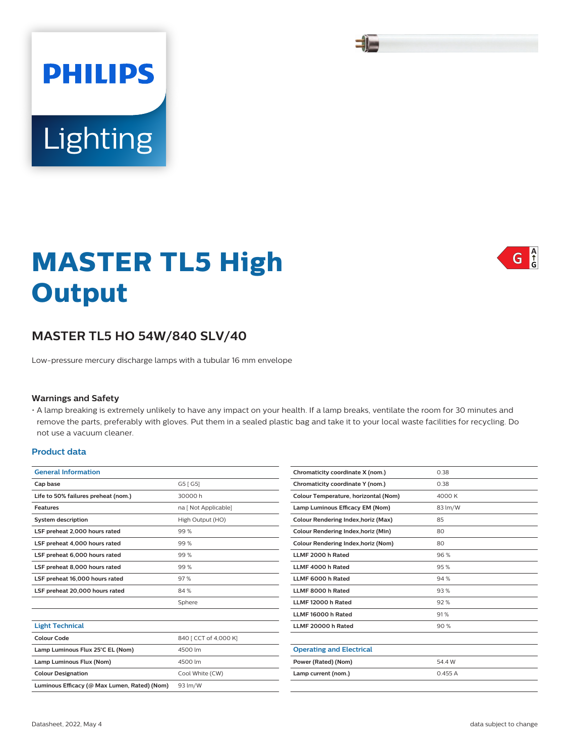PHILIPS
Lighting

# MASTER TL5 High Output

G A↑G

## MASTER TL5 HO 54W/840 SLV/40

Low-pressure mercury discharge lamps with a tubular 16 mm envelope

### Warnings and Safety

- A lamp breaking is extremely unlikely to have any impact on your health. If a lamp breaks, ventilate the room for 30 minutes and remove the parts, preferably with gloves. Put them in a sealed plastic bag and take it to your local waste facilities for recycling. Do not use a vacuum cleaner.

### Product data

| General Information | |
|---|---|
| Cap base | G5 [ G5] |
| Life to 50% failures preheat (nom.) | 30000 h |
| Features | na [ Not Applicable] |
| System description | High Output (HO) |
| LSF preheat 2,000 hours rated | 99 % |
| LSF preheat 4,000 hours rated | 99 % |
| LSF preheat 6,000 hours rated | 99 % |
| LSF preheat 8,000 hours rated | 99 % |
| LSF preheat 16,000 hours rated | 97 % |
| LSF preheat 20,000 hours rated | 84 % |
| | Sphere |

| Light Technical | |
|---|---|
| Colour Code | 840 [ CCT of 4,000 K] |
| Lamp Luminous Flux 25°C EL (Nom) | 4500 lm |
| Lamp Luminous Flux (Nom) | 4500 lm |
| Colour Designation | Cool White (CW) |
| Luminous Efficacy (@ Max Lumen, Rated) (Nom) | 93 lm/W |
| Chromaticity coordinate X (nom.) | 0.38 |
| Chromaticity coordinate Y (nom.) | 0.38 |
| Colour Temperature, horizontal (Nom) | 4000 K |
| Lamp Luminous Efficacy EM (Nom) | 83 lm/W |
| Colour Rendering Index,horiz (Max) | 85 |
| Colour Rendering Index,horiz (Min) | 80 |
| Colour Rendering Index,horiz (Nom) | 80 |
| LLMF 2000 h Rated | 96 % |
| LLMF 4000 h Rated | 95 % |
| LLMF 6000 h Rated | 94 % |
| LLMF 8000 h Rated | 93 % |
| LLMF 12000 h Rated | 92 % |
| LLMF 16000 h Rated | 91 % |
| LLMF 20000 h Rated | 90 % |

| Operating and Electrical | |
|---|---|
| Power (Rated) (Nom) | 54.4 W |
| Lamp current (nom.) | 0.455 A |

Datasheet, 2022, May 4

data subject to change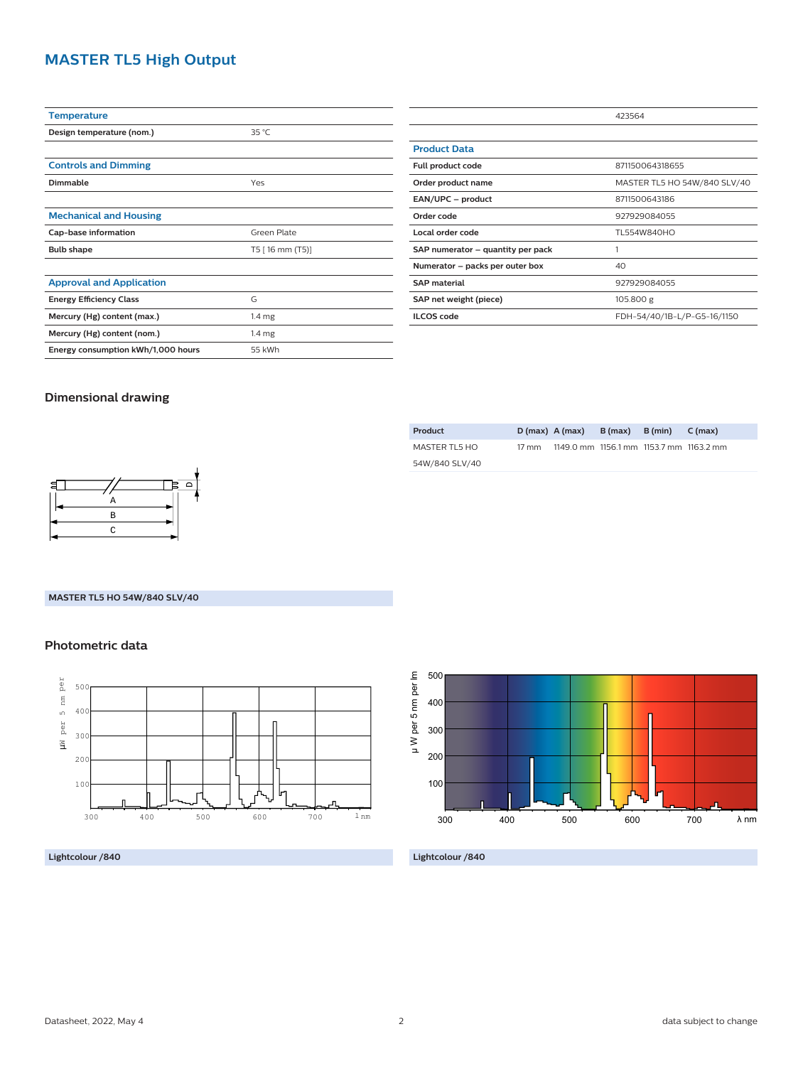# MASTER TL5 High Output

| Temperature | |
|---|---|
| Design temperature (nom.) | 35 °C |

| Controls and Dimming | |
|---|---|
| Dimmable | Yes |

| Mechanical and Housing | |
|---|---|
| Cap-base information | Green Plate |
| Bulb shape | T5 [ 16 mm (T5)] |

| Approval and Application | |
|---|---|
| Energy Efficiency Class | G |
| Mercury (Hg) content (max.) | 1.4 mg |
| Mercury (Hg) content (nom.) | 1.4 mg |
| Energy consumption kWh/1,000 hours | 55 kWh |

| | 423564 |
|---|---|

| Product Data | |
|---|---|
| Full product code | 871150064318655 |
| Order product name | MASTER TL5 HO 54W/840 SLV/40 |
| EAN/UPC – product | 8711500643186 |
| Order code | 927929084055 |
| Local order code | TL554W840HO |
| SAP numerator – quantity per pack | 1 |
| Numerator – packs per outer box | 40 |
| SAP material | 927929084055 |
| SAP net weight (piece) | 105.800 g |
| ILCOS code | FDH-54/40/1B-L/P-G5-16/1150 |

## Dimensional drawing

| Product | D (max) | A (max) | B (max) | B (min) | C (max) |
|---|---|---|---|---|---|
| MASTER TL5 HO 54W/840 SLV/40 | 17 mm | 1149.0 mm | 1156.1 mm | 1153.7 mm | 1163.2 mm |

MASTER TL5 HO 54W/840 SLV/40

## Photometric data

Lightcolour /840

Lightcolour /840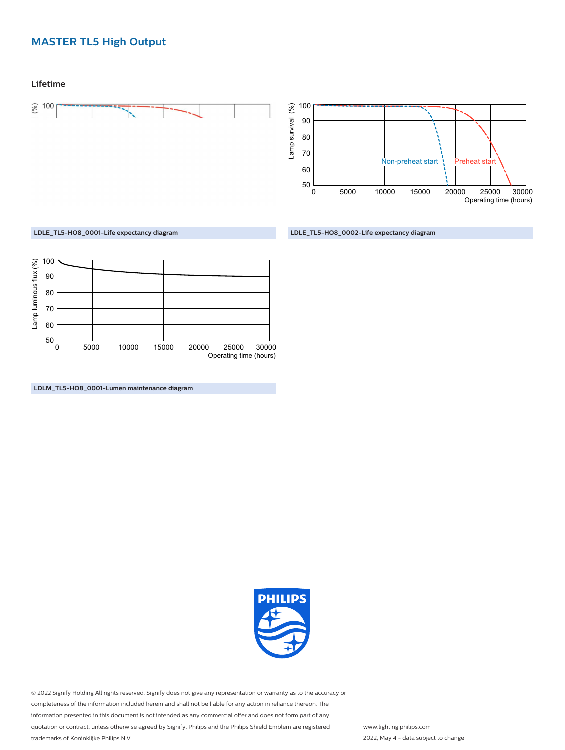## MASTER TL5 High Output

### Lifetime

(%) 100

LDLE_TL5-HO8_0001-Life expectancy diagram

Lamp survival (%)
100
90
80
70
60
50
0 5000 10000 15000 20000 25000 30000
Operating time (hours)
Non-preheat start
Preheat start

LDLE_TL5-HO8_0002-Life expectancy diagram

Lamp luminous flux (%)
100
90
80
70
60
50
0 5000 10000 15000 20000 25000 30000
Operating time (hours)

LDLM_TL5-HO8_0001-Lumen maintenance diagram

PHILIPS

© 2022 Signify Holding All rights reserved. Signify does not give any representation or warranty as to the accuracy or completeness of the information included herein and shall not be liable for any action in reliance thereon. The information presented in this document is not intended as any commercial offer and does not form part of any quotation or contract, unless otherwise agreed by Signify. Philips and the Philips Shield Emblem are registered trademarks of Koninklijke Philips N.V.

www.lighting.philips.com

2022, May 4 - data subject to change